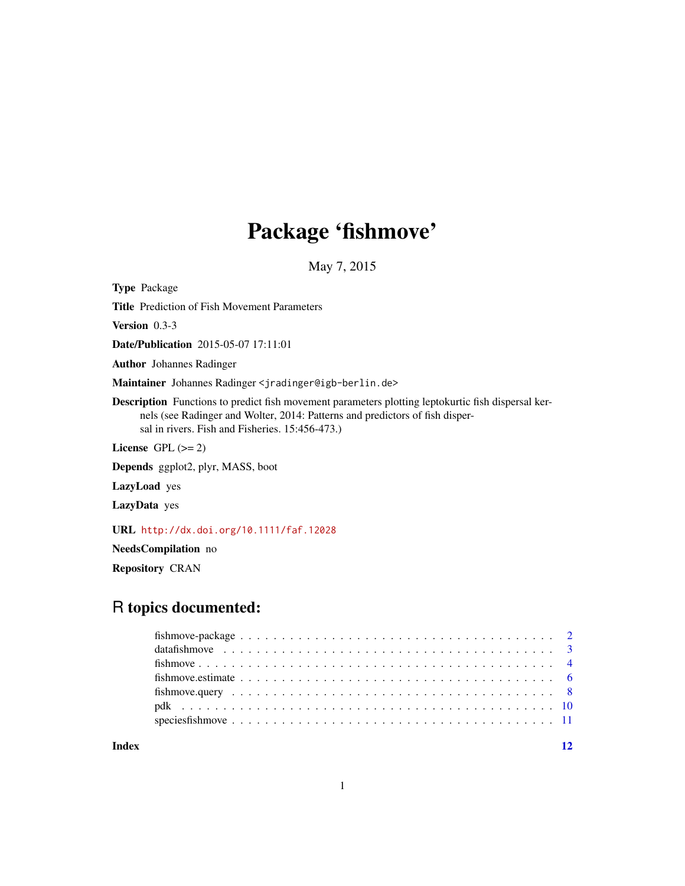# Package 'fishmove'

May 7, 2015

**Type** Package

**Title** Prediction of Fish Movement Parameters

**Version** 0.3-3

**Date/Publication** 2015-05-07 17:11:01

**Author** Johannes Radinger

**Maintainer** Johannes Radinger <jradinger@igb-berlin.de>

**Description** Functions to predict fish movement parameters plotting leptokurtic fish dispersal kernels (see Radinger and Wolter, 2014: Patterns and predictors of fish dispersal in rivers. Fish and Fisheries. 15:456-473.)

**License** GPL (>= 2)

**Depends** ggplot2, plyr, MASS, boot

**LazyLoad** yes

**LazyData** yes

**URL** http://dx.doi.org/10.1111/faf.12028

**NeedsCompilation** no

**Repository** CRAN

## R topics documented:

- fishmove-package . . . . . . . . . . . . . . . . . . . . . . . . . . . . . . . . . . . . . 2
- datafishmove . . . . . . . . . . . . . . . . . . . . . . . . . . . . . . . . . . . . . . . 3
- fishmove . . . . . . . . . . . . . . . . . . . . . . . . . . . . . . . . . . . . . . . . . 4
- fishmove.estimate . . . . . . . . . . . . . . . . . . . . . . . . . . . . . . . . . . . . 6
- fishmove.query . . . . . . . . . . . . . . . . . . . . . . . . . . . . . . . . . . . . . 8
- pdk . . . . . . . . . . . . . . . . . . . . . . . . . . . . . . . . . . . . . . . . . . . . 10
- speciesfishmove . . . . . . . . . . . . . . . . . . . . . . . . . . . . . . . . . . . . . 11

**Index** 12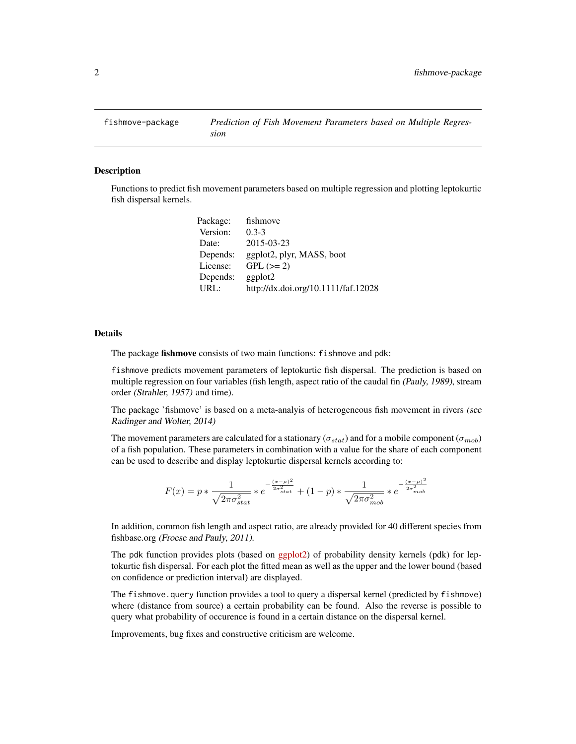fishmove-package *Prediction of Fish Movement Parameters based on Multiple Regression*

## Description

Functions to predict fish movement parameters based on multiple regression and plotting leptokurtic fish dispersal kernels.

| | |
|---|---|
| Package: | fishmove |
| Version: | 0.3-3 |
| Date: | 2015-03-23 |
| Depends: | ggplot2, plyr, MASS, boot |
| License: | GPL (>= 2) |
| Depends: | ggplot2 |
| URL: | http://dx.doi.org/10.1111/faf.12028 |

## Details

The package **fishmove** consists of two main functions: `fishmove` and `pdk`:

`fishmove` predicts movement parameters of leptokurtic fish dispersal. The prediction is based on multiple regression on four variables (fish length, aspect ratio of the caudal fin *(Pauly, 1989)*, stream order *(Strahler, 1957)* and time).

The package 'fishmove' is based on a meta-analyis of heterogeneous fish movement in rivers *(see Radinger and Wolter, 2014)*

The movement parameters are calculated for a stationary ($\sigma_{stat}$) and for a mobile component ($\sigma_{mob}$) of a fish population. These parameters in combination with a value for the share of each component can be used to describe and display leptokurtic dispersal kernels according to:

$$F(x) = p * \frac{1}{\sqrt{2\pi\sigma_{stat}^2}} * e^{-\frac{(x-\mu)^2}{2\sigma_{stat}^2}} + (1-p) * \frac{1}{\sqrt{2\pi\sigma_{mob}^2}} * e^{-\frac{(x-\mu)^2}{2\sigma_{mob}^2}}$$

In addition, common fish length and aspect ratio, are already provided for 40 different species from fishbase.org *(Froese and Pauly, 2011)*.

The `pdk` function provides plots (based on ggplot2) of probability density kernels (pdk) for leptokurtic fish dispersal. For each plot the fitted mean as well as the upper and the lower bound (based on confidence or prediction interval) are displayed.

The `fishmove.query` function provides a tool to query a dispersal kernel (predicted by `fishmove`) where (distance from source) a certain probability can be found. Also the reverse is possible to query what probability of occurence is found in a certain distance on the dispersal kernel.

Improvements, bug fixes and constructive criticism are welcome.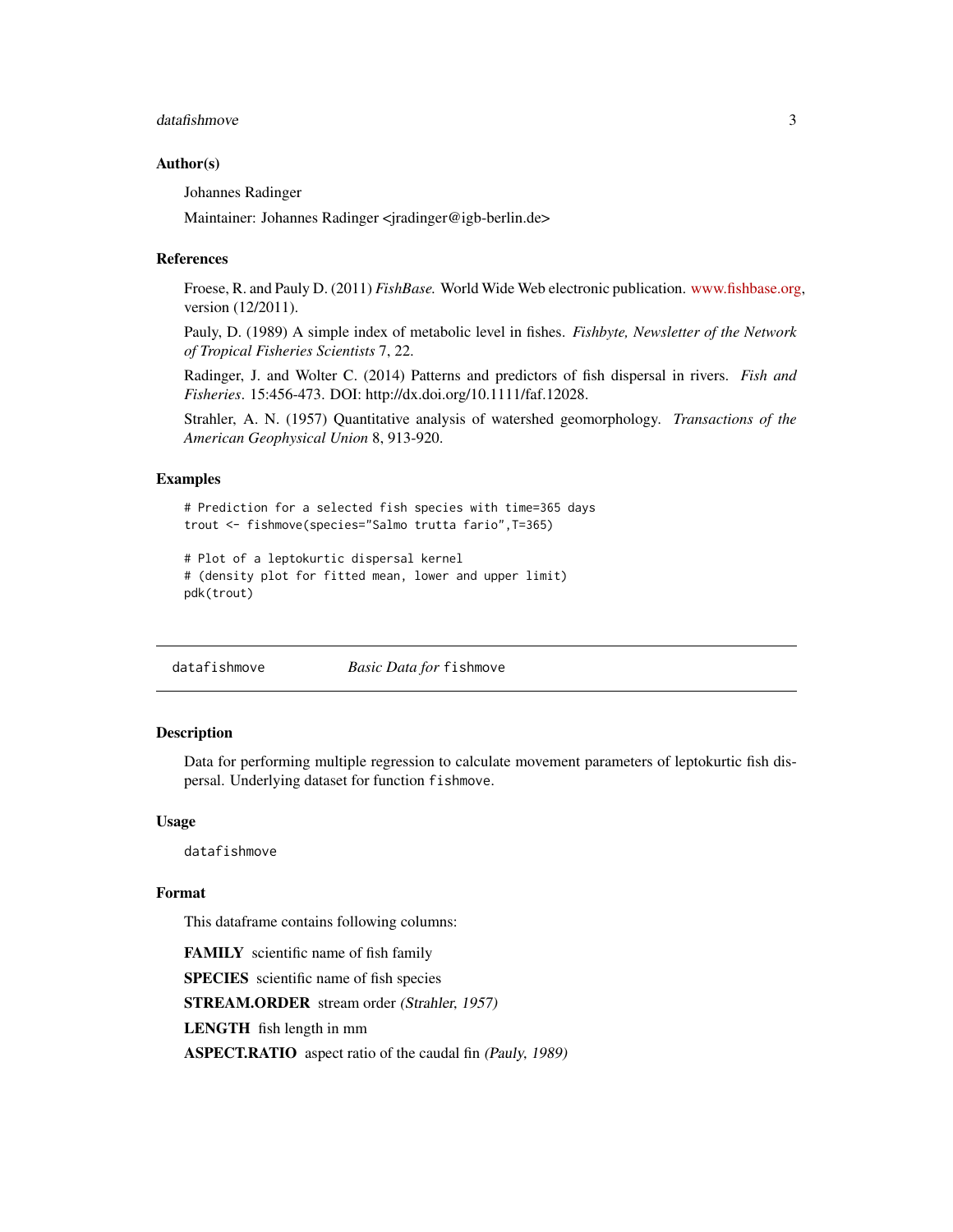### Author(s)

Johannes Radinger

Maintainer: Johannes Radinger <jradinger@igb-berlin.de>

### References

Froese, R. and Pauly D. (2011) *FishBase.* World Wide Web electronic publication. www.fishbase.org, version (12/2011).

Pauly, D. (1989) A simple index of metabolic level in fishes. *Fishbyte, Newsletter of the Network of Tropical Fisheries Scientists* 7, 22.

Radinger, J. and Wolter C. (2014) Patterns and predictors of fish dispersal in rivers. *Fish and Fisheries*. 15:456-473. DOI: http://dx.doi.org/10.1111/faf.12028.

Strahler, A. N. (1957) Quantitative analysis of watershed geomorphology. *Transactions of the American Geophysical Union* 8, 913-920.

### Examples

```
# Prediction for a selected fish species with time=365 days
trout <- fishmove(species="Salmo trutta fario",T=365)

# Plot of a leptokurtic dispersal kernel
# (density plot for fitted mean, lower and upper limit)
pdk(trout)
```

---

## datafishmove    *Basic Data for* `fishmove`

---

### Description

Data for performing multiple regression to calculate movement parameters of leptokurtic fish dispersal. Underlying dataset for function `fishmove`.

### Usage

```
datafishmove
```

### Format

This dataframe contains following columns:

**FAMILY** scientific name of fish family

**SPECIES** scientific name of fish species

**STREAM.ORDER** stream order *(Strahler, 1957)*

**LENGTH** fish length in mm

**ASPECT.RATIO** aspect ratio of the caudal fin *(Pauly, 1989)*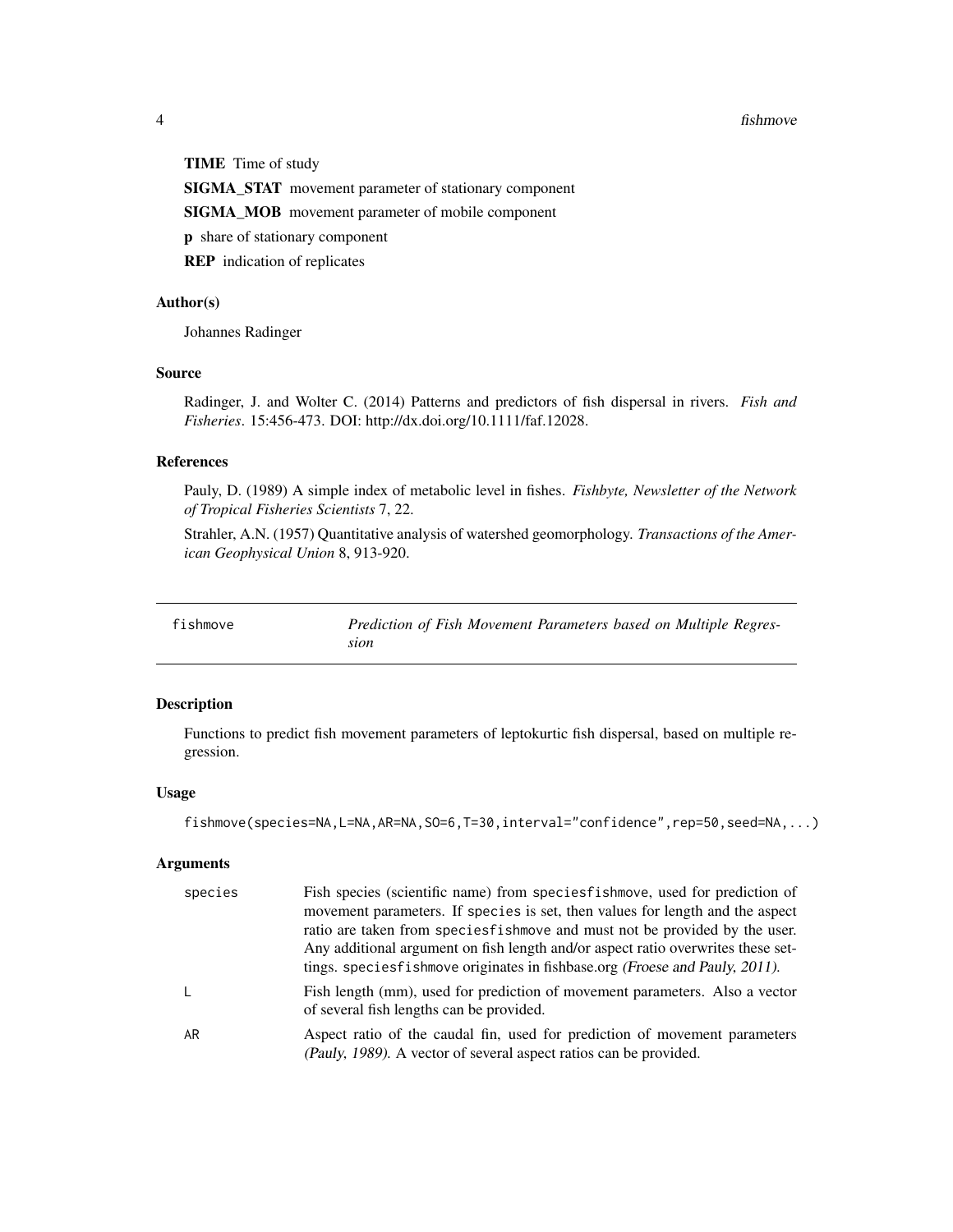**TIME** Time of study

**SIGMA_STAT** movement parameter of stationary component

**SIGMA_MOB** movement parameter of mobile component

**p** share of stationary component

**REP** indication of replicates

### Author(s)

Johannes Radinger

### Source

Radinger, J. and Wolter C. (2014) Patterns and predictors of fish dispersal in rivers. *Fish and Fisheries*. 15:456-473. DOI: http://dx.doi.org/10.1111/faf.12028.

### References

Pauly, D. (1989) A simple index of metabolic level in fishes. *Fishbyte, Newsletter of the Network of Tropical Fisheries Scientists* 7, 22.

Strahler, A.N. (1957) Quantitative analysis of watershed geomorphology. *Transactions of the American Geophysical Union* 8, 913-920.

---

## fishmove — *Prediction of Fish Movement Parameters based on Multiple Regression*

---

### Description

Functions to predict fish movement parameters of leptokurtic fish dispersal, based on multiple regression.

### Usage

```
fishmove(species=NA,L=NA,AR=NA,SO=6,T=30,interval="confidence",rep=50,seed=NA,...)
```

### Arguments

| | |
|---|---|
| species | Fish species (scientific name) from speciesfishmove, used for prediction of movement parameters. If species is set, then values for length and the aspect ratio are taken from speciesfishmove and must not be provided by the user. Any additional argument on fish length and/or aspect ratio overwrites these settings. speciesfishmove originates in fishbase.org *(Froese and Pauly, 2011).* |
| L | Fish length (mm), used for prediction of movement parameters. Also a vector of several fish lengths can be provided. |
| AR | Aspect ratio of the caudal fin, used for prediction of movement parameters *(Pauly, 1989).* A vector of several aspect ratios can be provided. |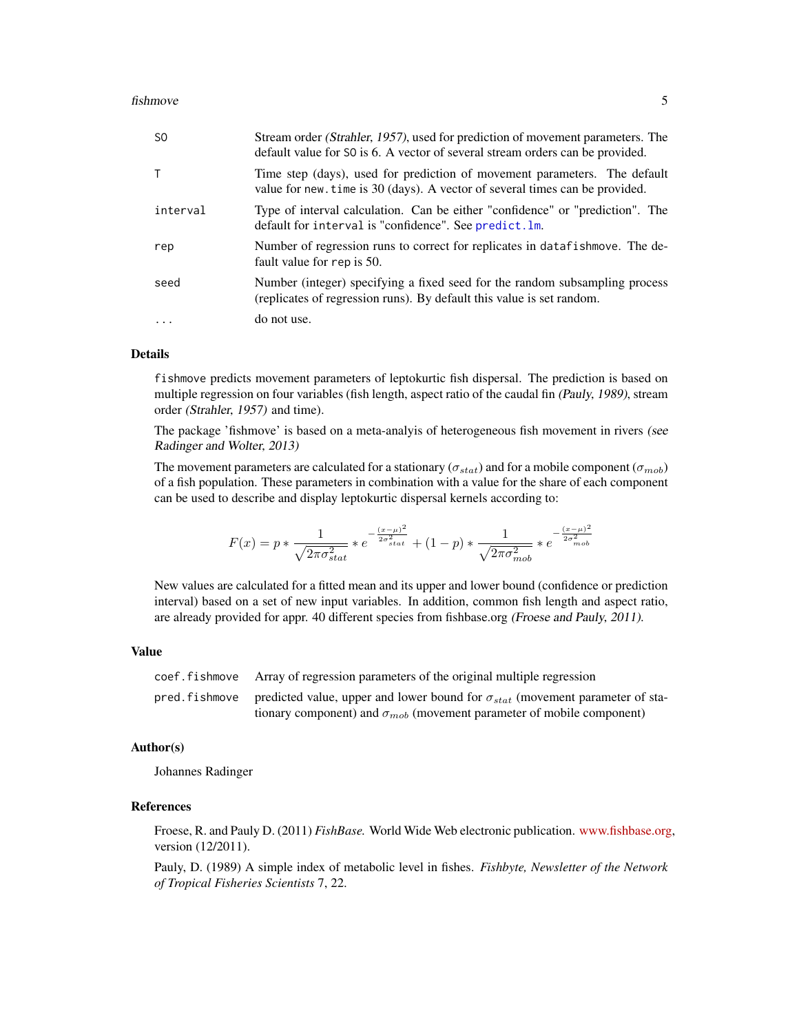| | |
|---|---|
| SO | Stream order *(Strahler, 1957)*, used for prediction of movement parameters. The default value for SO is 6. A vector of several stream orders can be provided. |
| T | Time step (days), used for prediction of movement parameters. The default value for new.time is 30 (days). A vector of several times can be provided. |
| interval | Type of interval calculation. Can be either "confidence" or "prediction". The default for interval is "confidence". See predict.lm. |
| rep | Number of regression runs to correct for replicates in datafishmove. The default value for rep is 50. |
| seed | Number (integer) specifying a fixed seed for the random subsampling process (replicates of regression runs). By default this value is set random. |
| ... | do not use. |

### Details

fishmove predicts movement parameters of leptokurtic fish dispersal. The prediction is based on multiple regression on four variables (fish length, aspect ratio of the caudal fin *(Pauly, 1989)*, stream order *(Strahler, 1957)* and time).

The package 'fishmove' is based on a meta-analyis of heterogeneous fish movement in rivers *(see Radinger and Wolter, 2013)*

The movement parameters are calculated for a stationary ($\sigma_{stat}$) and for a mobile component ($\sigma_{mob}$) of a fish population. These parameters in combination with a value for the share of each component can be used to describe and display leptokurtic dispersal kernels according to:

$$F(x) = p * \frac{1}{\sqrt{2\pi\sigma_{stat}^2}} * e^{-\frac{(x-\mu)^2}{2\sigma_{stat}^2}} + (1-p) * \frac{1}{\sqrt{2\pi\sigma_{mob}^2}} * e^{-\frac{(x-\mu)^2}{2\sigma_{mob}^2}}$$

New values are calculated for a fitted mean and its upper and lower bound (confidence or prediction interval) based on a set of new input variables. In addition, common fish length and aspect ratio, are already provided for appr. 40 different species from fishbase.org *(Froese and Pauly, 2011)*.

### Value

| | |
|---|---|
| coef.fishmove | Array of regression parameters of the original multiple regression |
| pred.fishmove | predicted value, upper and lower bound for $\sigma_{stat}$ (movement parameter of stationary component) and $\sigma_{mob}$ (movement parameter of mobile component) |

### Author(s)

Johannes Radinger

### References

Froese, R. and Pauly D. (2011) *FishBase.* World Wide Web electronic publication. www.fishbase.org, version (12/2011).

Pauly, D. (1989) A simple index of metabolic level in fishes. *Fishbyte, Newsletter of the Network of Tropical Fisheries Scientists* 7, 22.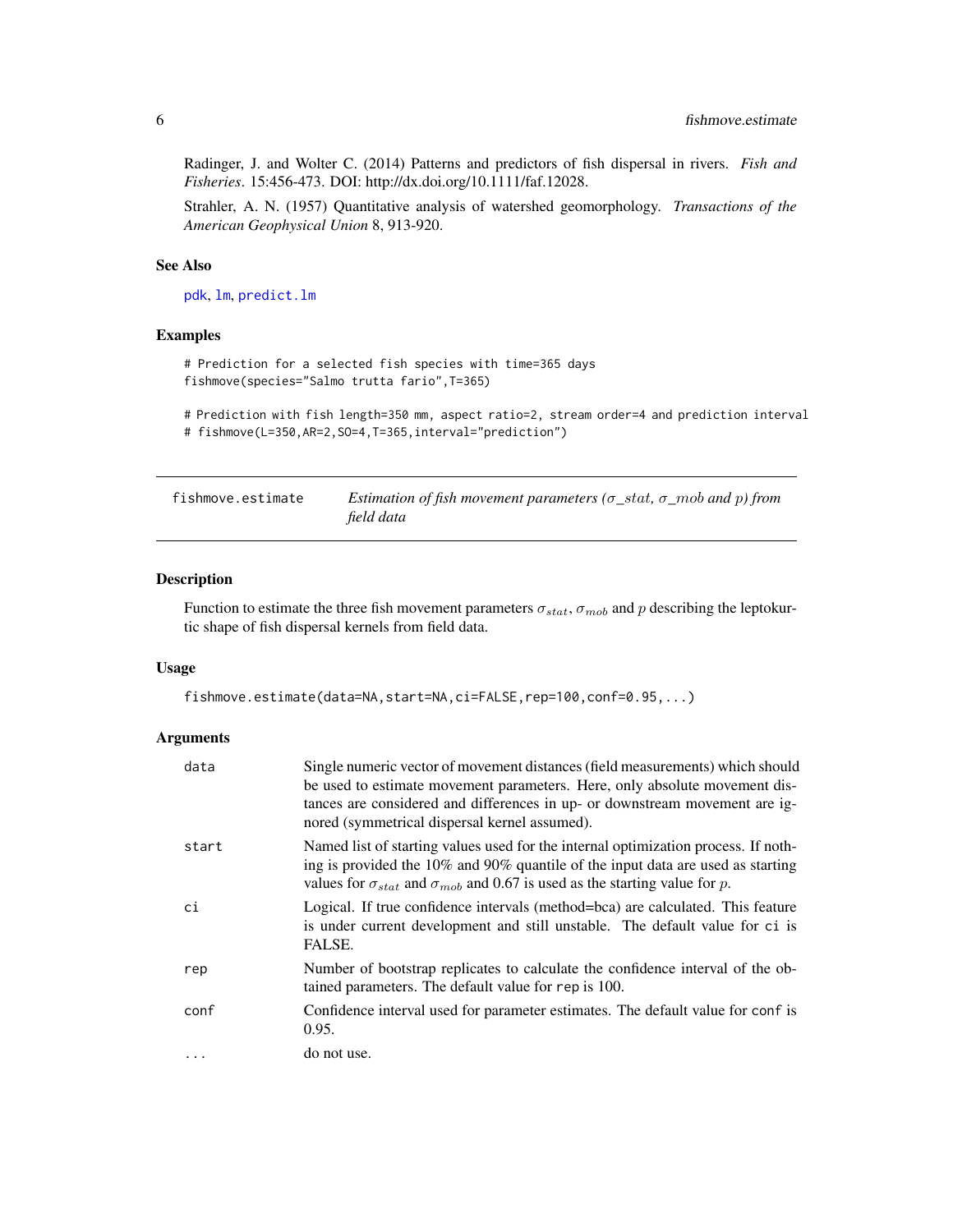Radinger, J. and Wolter C. (2014) Patterns and predictors of fish dispersal in rivers. *Fish and Fisheries*. 15:456-473. DOI: http://dx.doi.org/10.1111/faf.12028.

Strahler, A. N. (1957) Quantitative analysis of watershed geomorphology. *Transactions of the American Geophysical Union* 8, 913-920.

### See Also

pdk, lm, predict.lm

### Examples

```
# Prediction for a selected fish species with time=365 days
fishmove(species="Salmo trutta fario",T=365)

# Prediction with fish length=350 mm, aspect ratio=2, stream order=4 and prediction interval
# fishmove(L=350,AR=2,SO=4,T=365,interval="prediction")
```

---

## fishmove.estimate — *Estimation of fish movement parameters ($\sigma\_stat$, $\sigma\_mob$ and $p$) from field data*

### Description

Function to estimate the three fish movement parameters $\sigma_{stat}$, $\sigma_{mob}$ and $p$ describing the leptokurtic shape of fish dispersal kernels from field data.

### Usage

```
fishmove.estimate(data=NA,start=NA,ci=FALSE,rep=100,conf=0.95,...)
```

### Arguments

| | |
|---|---|
| data | Single numeric vector of movement distances (field measurements) which should be used to estimate movement parameters. Here, only absolute movement distances are considered and differences in up- or downstream movement are ignored (symmetrical dispersal kernel assumed). |
| start | Named list of starting values used for the internal optimization process. If nothing is provided the 10% and 90% quantile of the input data are used as starting values for $\sigma_{stat}$ and $\sigma_{mob}$ and 0.67 is used as the starting value for $p$. |
| ci | Logical. If true confidence intervals (method=bca) are calculated. This feature is under current development and still unstable. The default value for ci is FALSE. |
| rep | Number of bootstrap replicates to calculate the confidence interval of the obtained parameters. The default value for rep is 100. |
| conf | Confidence interval used for parameter estimates. The default value for conf is 0.95. |
| ... | do not use. |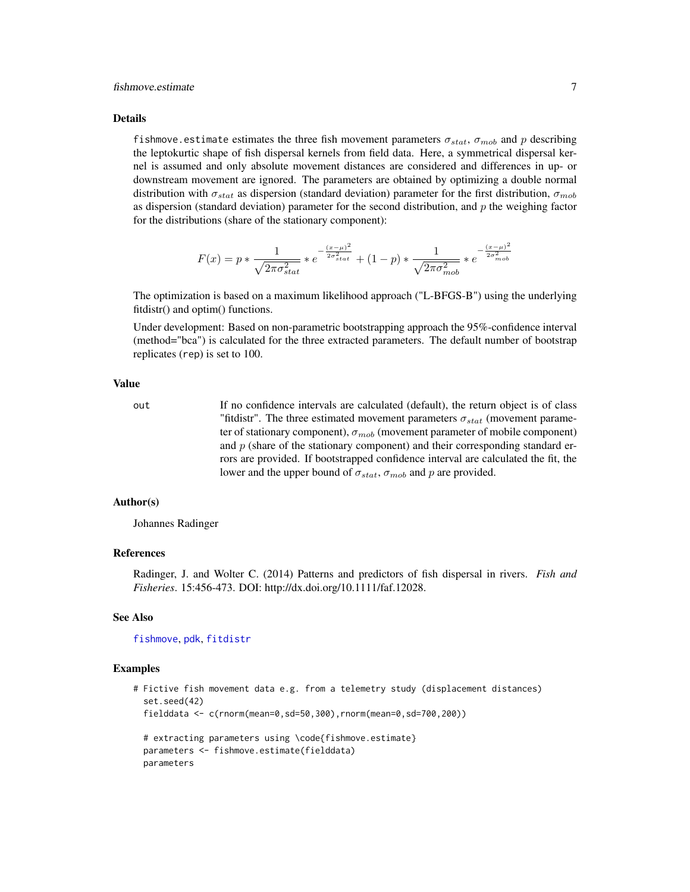## Details

`fishmove.estimate` estimates the three fish movement parameters $\sigma_{stat}$, $\sigma_{mob}$ and $p$ describing the leptokurtic shape of fish dispersal kernels from field data. Here, a symmetrical dispersal kernel is assumed and only absolute movement distances are considered and differences in up- or downstream movement are ignored. The parameters are obtained by optimizing a double normal distribution with $\sigma_{stat}$ as dispersion (standard deviation) parameter for the first distribution, $\sigma_{mob}$ as dispersion (standard deviation) parameter for the second distribution, and $p$ the weighing factor for the distributions (share of the stationary component):

$$F(x) = p * \frac{1}{\sqrt{2\pi\sigma_{stat}^2}} * e^{-\frac{(x-\mu)^2}{2\sigma_{stat}^2}} + (1-p) * \frac{1}{\sqrt{2\pi\sigma_{mob}^2}} * e^{-\frac{(x-\mu)^2}{2\sigma_{mob}^2}}$$

The optimization is based on a maximum likelihood approach ("L-BFGS-B") using the underlying fitdistr() and optim() functions.

Under development: Based on non-parametric bootstrapping approach the 95%-confidence interval (method="bca") is calculated for the three extracted parameters. The default number of bootstrap replicates (`rep`) is set to 100.

## Value

`out` If no confidence intervals are calculated (default), the return object is of class "fitdistr". The three estimated movement parameters $\sigma_{stat}$ (movement parameter of stationary component), $\sigma_{mob}$ (movement parameter of mobile component) and $p$ (share of the stationary component) and their corresponding standard errors are provided. If bootstrapped confidence interval are calculated the fit, the lower and the upper bound of $\sigma_{stat}$, $\sigma_{mob}$ and $p$ are provided.

## Author(s)

Johannes Radinger

## References

Radinger, J. and Wolter C. (2014) Patterns and predictors of fish dispersal in rivers. *Fish and Fisheries*. 15:456-473. DOI: http://dx.doi.org/10.1111/faf.12028.

## See Also

`fishmove`, `pdk`, `fitdistr`

## Examples

```
# Fictive fish movement data e.g. from a telemetry study (displacement distances)
  set.seed(42)
  fielddata <- c(rnorm(mean=0,sd=50,300),rnorm(mean=0,sd=700,200))

  # extracting parameters using \code{fishmove.estimate}
  parameters <- fishmove.estimate(fielddata)
  parameters
```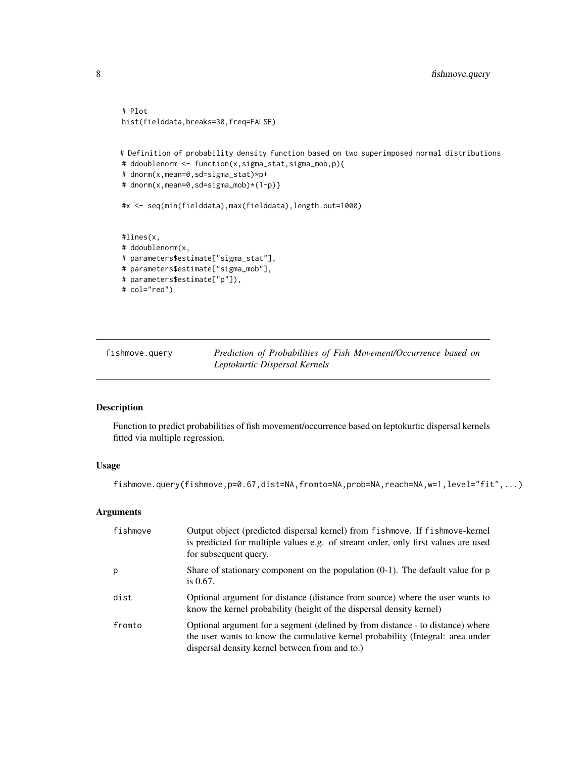```
# Plot
hist(fielddata,breaks=30,freq=FALSE)


# Definition of probability density function based on two superimposed normal distributions
# ddoublenorm <- function(x,sigma_stat,sigma_mob,p){
# dnorm(x,mean=0,sd=sigma_stat)*p+
# dnorm(x,mean=0,sd=sigma_mob)*(1-p)}

#x <- seq(min(fielddata),max(fielddata),length.out=1000)


#lines(x,
# ddoublenorm(x,
# parameters$estimate["sigma_stat"],
# parameters$estimate["sigma_mob"],
# parameters$estimate["p"]),
# col="red")
```

## fishmove.query — *Prediction of Probabilities of Fish Movement/Occurrence based on Leptokurtic Dispersal Kernels*

### Description

Function to predict probabilities of fish movement/occurrence based on leptokurtic dispersal kernels fitted via multiple regression.

### Usage

```
fishmove.query(fishmove,p=0.67,dist=NA,fromto=NA,prob=NA,reach=NA,w=1,level="fit",...)
```

### Arguments

| | |
|---|---|
| fishmove | Output object (predicted dispersal kernel) from fishmove. If fishmove-kernel is predicted for multiple values e.g. of stream order, only first values are used for subsequent query. |
| p | Share of stationary component on the population (0-1). The default value for p is 0.67. |
| dist | Optional argument for distance (distance from source) where the user wants to know the kernel probability (height of the dispersal density kernel) |
| fromto | Optional argument for a segment (defined by from distance - to distance) where the user wants to know the cumulative kernel probability (Integral: area under dispersal density kernel between from and to.) |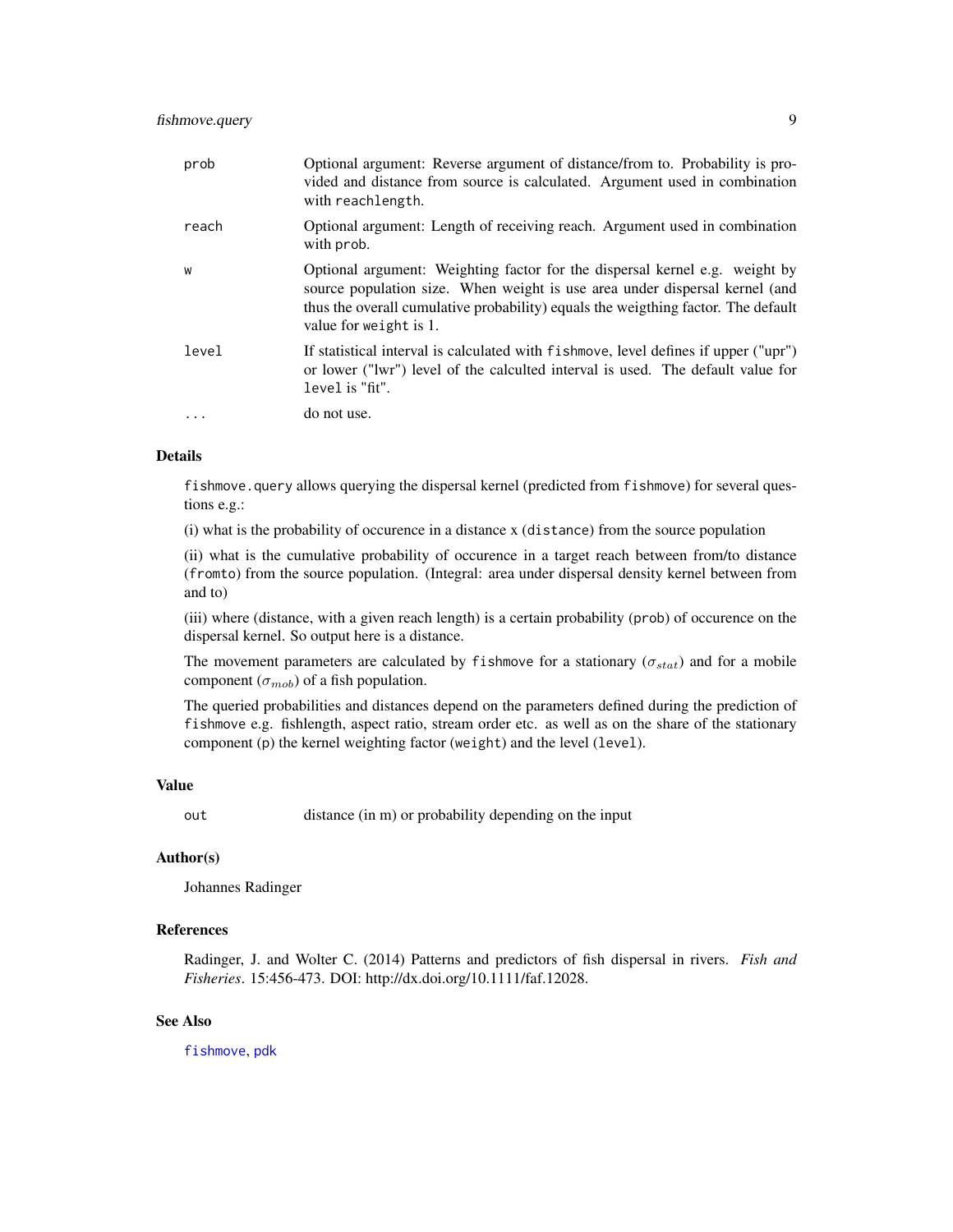| | |
|---|---|
| prob | Optional argument: Reverse argument of distance/from to. Probability is provided and distance from source is calculated. Argument used in combination with reachlength. |
| reach | Optional argument: Length of receiving reach. Argument used in combination with prob. |
| w | Optional argument: Weighting factor for the dispersal kernel e.g. weight by source population size. When weight is use area under dispersal kernel (and thus the overall cumulative probability) equals the weigthing factor. The default value for weight is 1. |
| level | If statistical interval is calculated with fishmove, level defines if upper ("upr") or lower ("lwr") level of the calculted interval is used. The default value for level is "fit". |
| ... | do not use. |

### Details

fishmove.query allows querying the dispersal kernel (predicted from fishmove) for several questions e.g.:

(i) what is the probability of occurence in a distance x (distance) from the source population

(ii) what is the cumulative probability of occurence in a target reach between from/to distance (fromto) from the source population. (Integral: area under dispersal density kernel between from and to)

(iii) where (distance, with a given reach length) is a certain probability (prob) of occurence on the dispersal kernel. So output here is a distance.

The movement parameters are calculated by fishmove for a stationary ($\sigma_{stat}$) and for a mobile component ($\sigma_{mob}$) of a fish population.

The queried probabilities and distances depend on the parameters defined during the prediction of fishmove e.g. fishlength, aspect ratio, stream order etc. as well as on the share of the stationary component (p) the kernel weighting factor (weight) and the level (level).

### Value

| | |
|---|---|
| out | distance (in m) or probability depending on the input |

### Author(s)

Johannes Radinger

### References

Radinger, J. and Wolter C. (2014) Patterns and predictors of fish dispersal in rivers. *Fish and Fisheries*. 15:456-473. DOI: http://dx.doi.org/10.1111/faf.12028.

### See Also

fishmove, pdk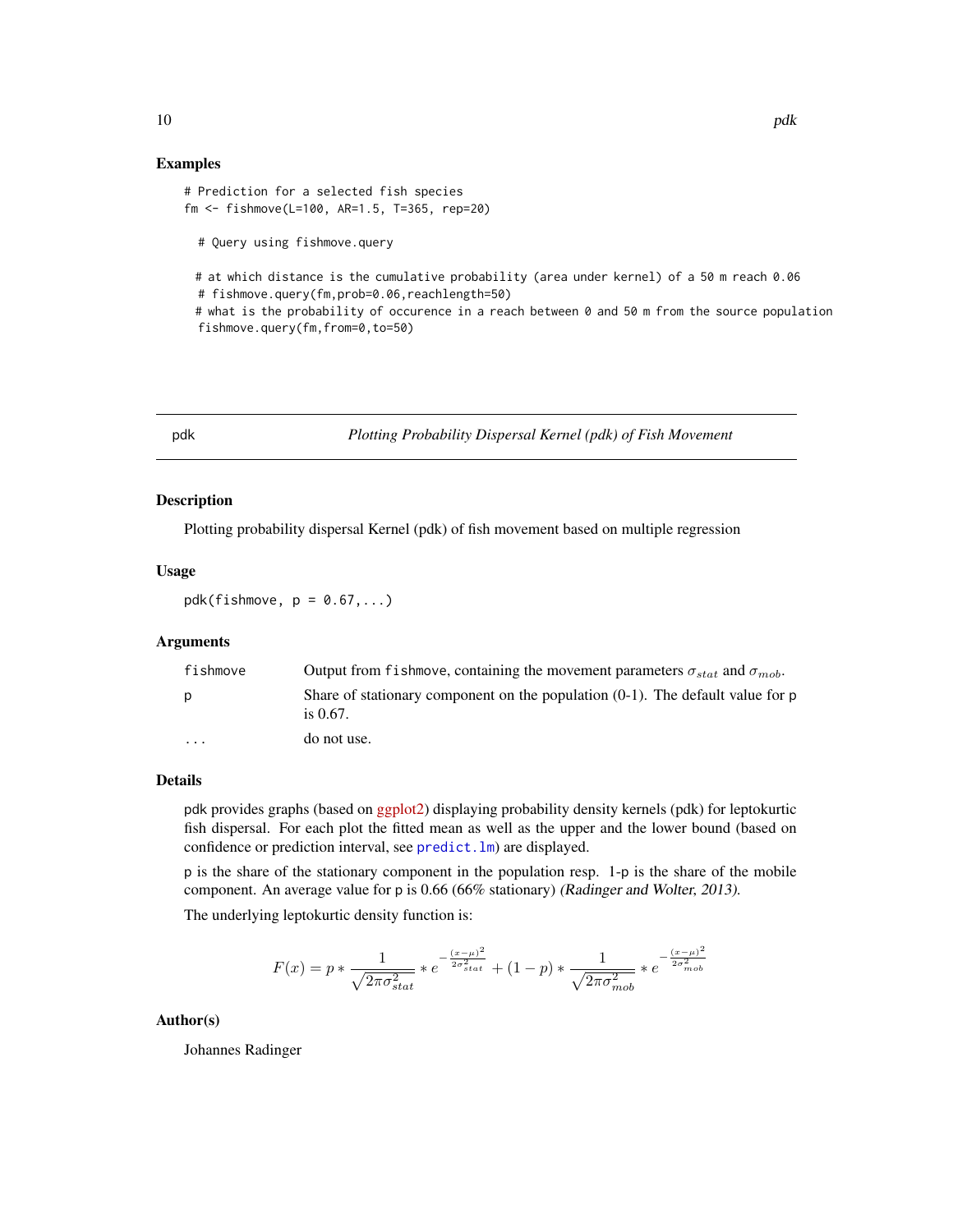### Examples

```
# Prediction for a selected fish species
fm <- fishmove(L=100, AR=1.5, T=365, rep=20)

  # Query using fishmove.query

 # at which distance is the cumulative probability (area under kernel) of a 50 m reach 0.06
  # fishmove.query(fm,prob=0.06,reachlength=50)
 # what is the probability of occurence in a reach between 0 and 50 m from the source population
  fishmove.query(fm,from=0,to=50)
```

---

## pdk — *Plotting Probability Dispersal Kernel (pdk) of Fish Movement*

### Description

Plotting probability dispersal Kernel (pdk) of fish movement based on multiple regression

### Usage

```
pdk(fishmove, p = 0.67,...)
```

### Arguments

| | |
|---|---|
| fishmove | Output from fishmove, containing the movement parameters $\sigma_{stat}$ and $\sigma_{mob}$. |
| p | Share of stationary component on the population (0-1). The default value for p is 0.67. |
| ... | do not use. |

### Details

pdk provides graphs (based on ggplot2) displaying probability density kernels (pdk) for leptokurtic fish dispersal. For each plot the fitted mean as well as the upper and the lower bound (based on confidence or prediction interval, see predict.lm) are displayed.

p is the share of the stationary component in the population resp. 1-p is the share of the mobile component. An average value for p is 0.66 (66% stationary) *(Radinger and Wolter, 2013)*.

The underlying leptokurtic density function is:

$$F(x) = p * \frac{1}{\sqrt{2\pi\sigma_{stat}^2}} * e^{-\frac{(x-\mu)^2}{2\sigma_{stat}^2}} + (1-p) * \frac{1}{\sqrt{2\pi\sigma_{mob}^2}} * e^{-\frac{(x-\mu)^2}{2\sigma_{mob}^2}}$$

### Author(s)

Johannes Radinger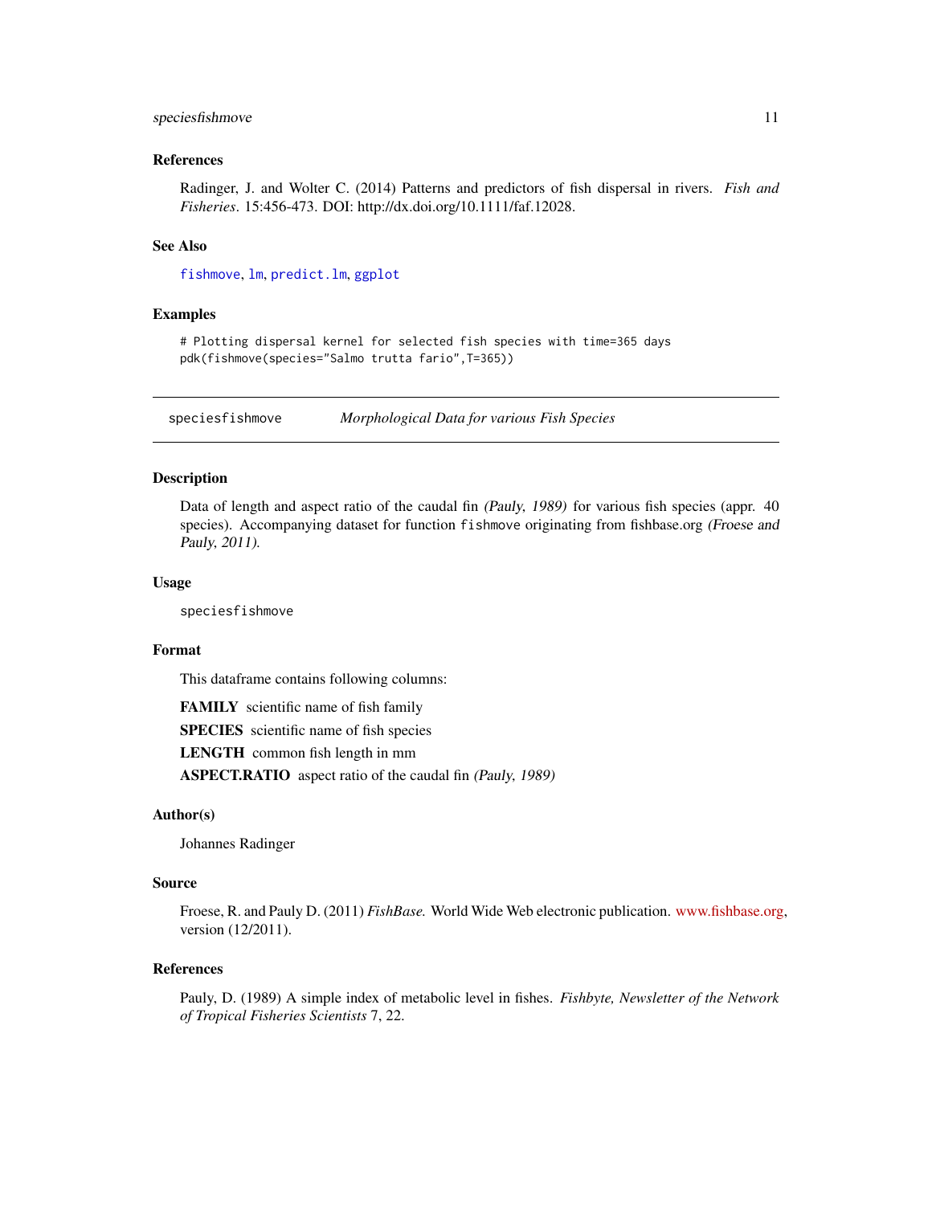## References

Radinger, J. and Wolter C. (2014) Patterns and predictors of fish dispersal in rivers. *Fish and Fisheries*. 15:456-473. DOI: http://dx.doi.org/10.1111/faf.12028.

## See Also

`fishmove`, `lm`, `predict.lm`, `ggplot`

## Examples

```
# Plotting dispersal kernel for selected fish species with time=365 days
pdk(fishmove(species="Salmo trutta fario",T=365))
```

---

# speciesfishmove — *Morphological Data for various Fish Species*

## Description

Data of length and aspect ratio of the caudal fin *(Pauly, 1989)* for various fish species (appr. 40 species). Accompanying dataset for function `fishmove` originating from fishbase.org *(Froese and Pauly, 2011)*.

## Usage

```
speciesfishmove
```

## Format

This dataframe contains following columns:

**FAMILY** scientific name of fish family

**SPECIES** scientific name of fish species

**LENGTH** common fish length in mm

**ASPECT.RATIO** aspect ratio of the caudal fin *(Pauly, 1989)*

## Author(s)

Johannes Radinger

## Source

Froese, R. and Pauly D. (2011) *FishBase.* World Wide Web electronic publication. www.fishbase.org, version (12/2011).

## References

Pauly, D. (1989) A simple index of metabolic level in fishes. *Fishbyte, Newsletter of the Network of Tropical Fisheries Scientists* 7, 22.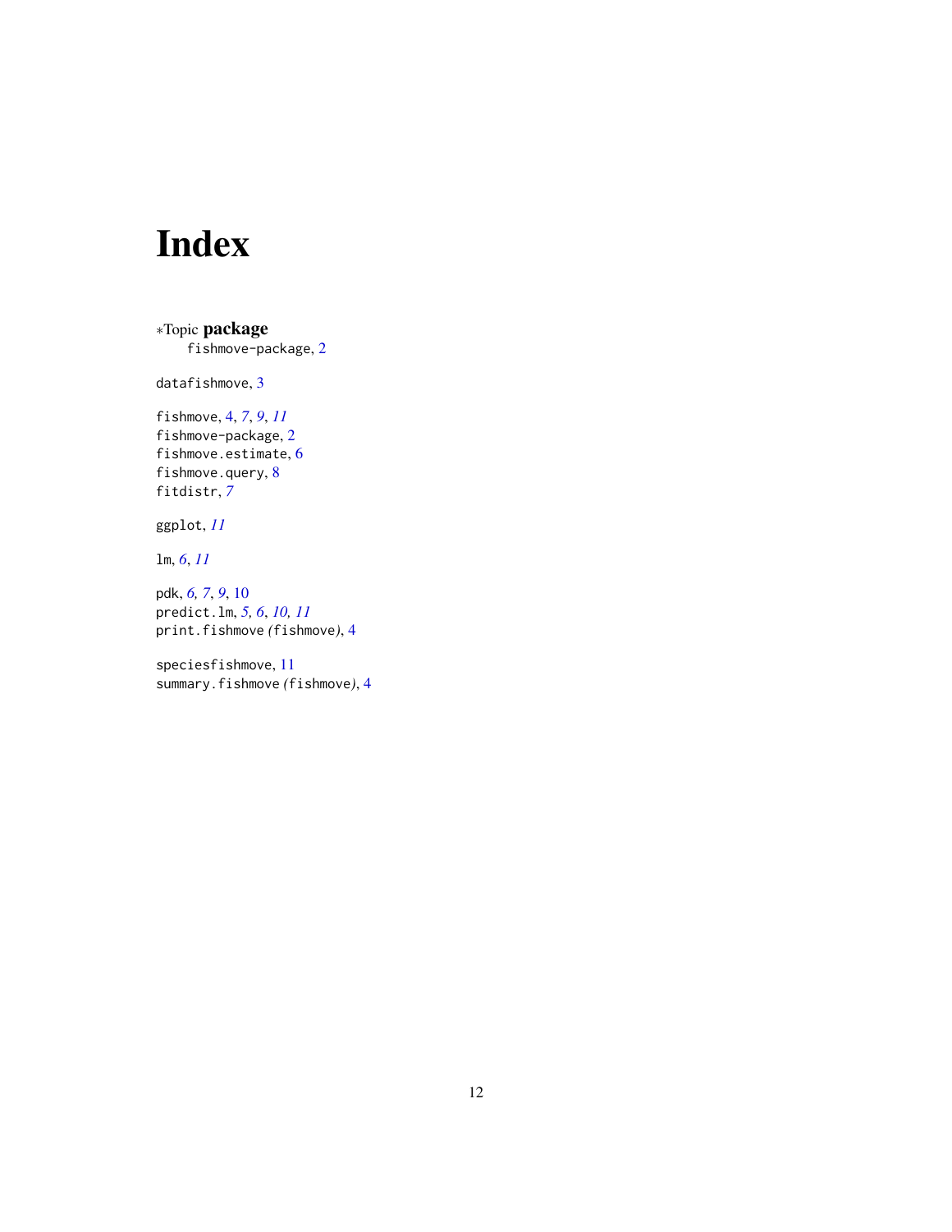# Index

∗Topic **package**
  fishmove-package, 2

datafishmove, 3

fishmove, 4, *7*, *9*, *11*
fishmove-package, 2
fishmove.estimate, 6
fishmove.query, 8
fitdistr, *7*

ggplot, *11*

lm, *6*, *11*

pdk, *6, 7*, *9*, 10
predict.lm, *5, 6*, *10, 11*
print.fishmove *(*fishmove*)*, 4

speciesfishmove, 11
summary.fishmove *(*fishmove*)*, 4